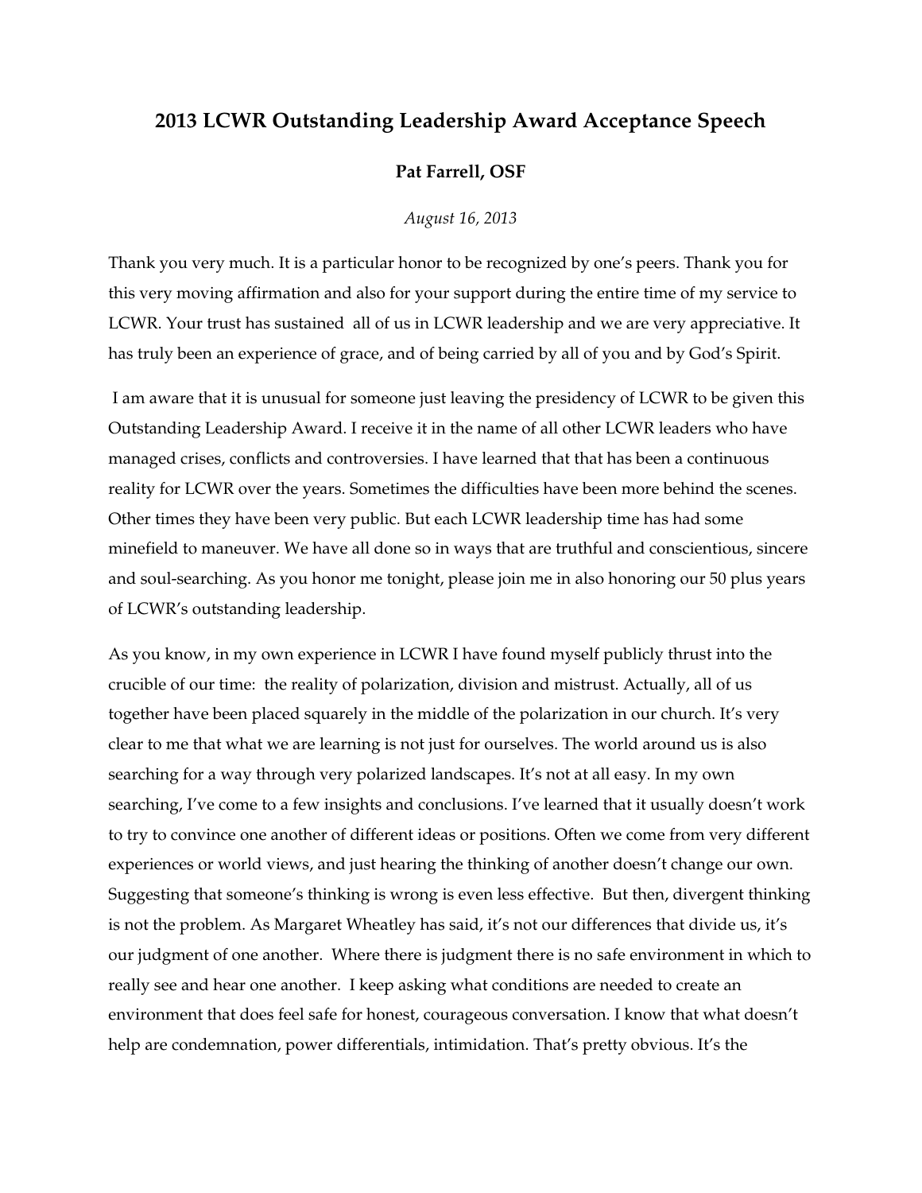# 2013 LCWR Outstanding Leadership Award Acceptance Speech

**Pat Farrell, OSF**

*August 16, 2013*

Thank you very much. It is a particular honor to be recognized by one's peers. Thank you for this very moving affirmation and also for your support during the entire time of my service to LCWR. Your trust has sustained all of us in LCWR leadership and we are very appreciative. It has truly been an experience of grace, and of being carried by all of you and by God's Spirit.

I am aware that it is unusual for someone just leaving the presidency of LCWR to be given this Outstanding Leadership Award. I receive it in the name of all other LCWR leaders who have managed crises, conflicts and controversies. I have learned that that has been a continuous reality for LCWR over the years. Sometimes the difficulties have been more behind the scenes. Other times they have been very public. But each LCWR leadership time has had some minefield to maneuver. We have all done so in ways that are truthful and conscientious, sincere and soul-searching. As you honor me tonight, please join me in also honoring our 50 plus years of LCWR's outstanding leadership.

As you know, in my own experience in LCWR I have found myself publicly thrust into the crucible of our time: the reality of polarization, division and mistrust. Actually, all of us together have been placed squarely in the middle of the polarization in our church. It's very clear to me that what we are learning is not just for ourselves. The world around us is also searching for a way through very polarized landscapes. It's not at all easy. In my own searching, I've come to a few insights and conclusions. I've learned that it usually doesn't work to try to convince one another of different ideas or positions. Often we come from very different experiences or world views, and just hearing the thinking of another doesn't change our own. Suggesting that someone's thinking is wrong is even less effective. But then, divergent thinking is not the problem. As Margaret Wheatley has said, it's not our differences that divide us, it's our judgment of one another. Where there is judgment there is no safe environment in which to really see and hear one another. I keep asking what conditions are needed to create an environment that does feel safe for honest, courageous conversation. I know that what doesn't help are condemnation, power differentials, intimidation. That's pretty obvious. It's the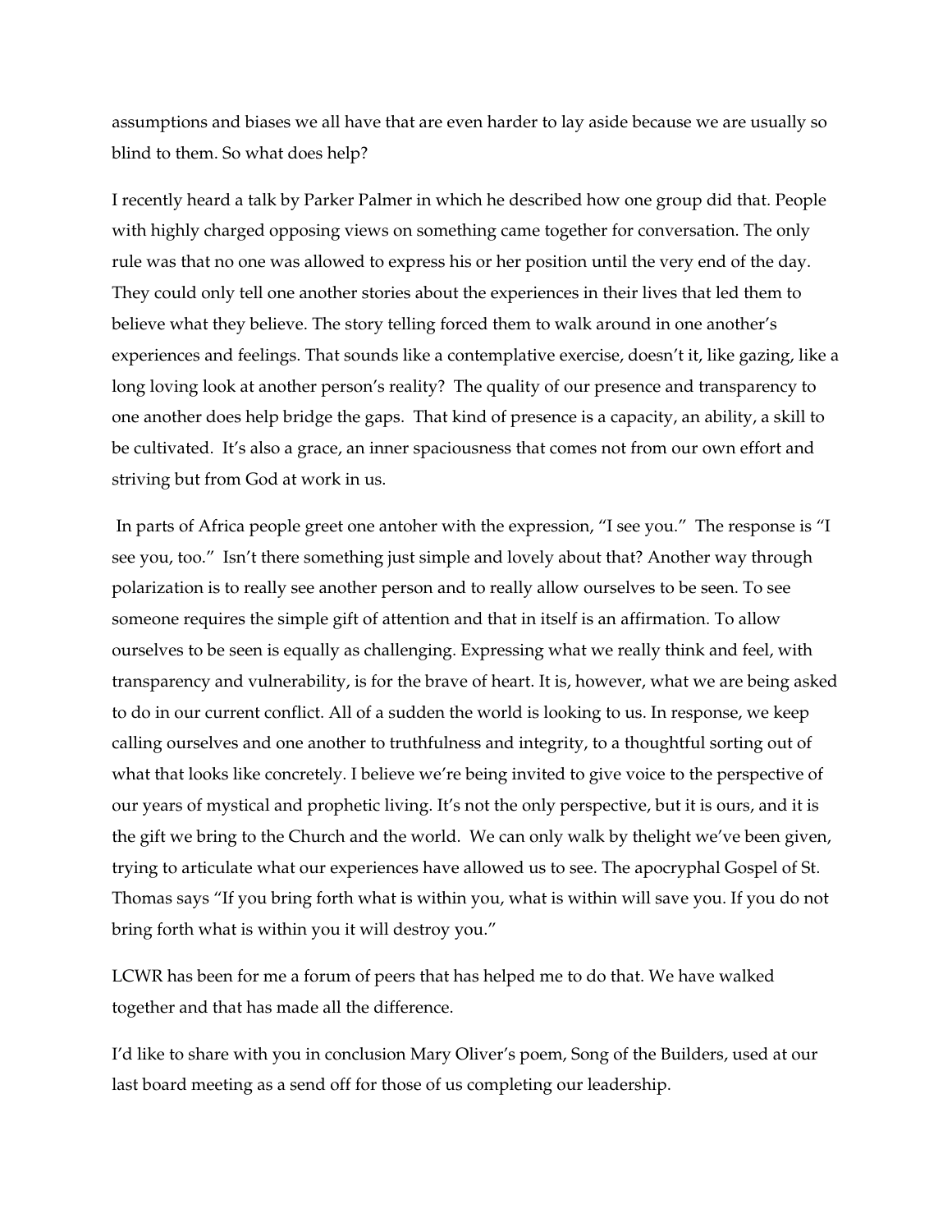assumptions and biases we all have that are even harder to lay aside because we are usually so blind to them. So what does help?

I recently heard a talk by Parker Palmer in which he described how one group did that. People with highly charged opposing views on something came together for conversation. The only rule was that no one was allowed to express his or her position until the very end of the day. They could only tell one another stories about the experiences in their lives that led them to believe what they believe. The story telling forced them to walk around in one another's experiences and feelings. That sounds like a contemplative exercise, doesn't it, like gazing, like a long loving look at another person's reality? The quality of our presence and transparency to one another does help bridge the gaps. That kind of presence is a capacity, an ability, a skill to be cultivated. It's also a grace, an inner spaciousness that comes not from our own effort and striving but from God at work in us.

In parts of Africa people greet one antoher with the expression, "I see you." The response is "I see you, too." Isn't there something just simple and lovely about that? Another way through polarization is to really see another person and to really allow ourselves to be seen. To see someone requires the simple gift of attention and that in itself is an affirmation. To allow ourselves to be seen is equally as challenging. Expressing what we really think and feel, with transparency and vulnerability, is for the brave of heart. It is, however, what we are being asked to do in our current conflict. All of a sudden the world is looking to us. In response, we keep calling ourselves and one another to truthfulness and integrity, to a thoughtful sorting out of what that looks like concretely. I believe we're being invited to give voice to the perspective of our years of mystical and prophetic living. It's not the only perspective, but it is ours, and it is the gift we bring to the Church and the world. We can only walk by thelight we've been given, trying to articulate what our experiences have allowed us to see. The apocryphal Gospel of St. Thomas says "If you bring forth what is within you, what is within will save you. If you do not bring forth what is within you it will destroy you."

LCWR has been for me a forum of peers that has helped me to do that. We have walked together and that has made all the difference.

I'd like to share with you in conclusion Mary Oliver's poem, Song of the Builders, used at our last board meeting as a send off for those of us completing our leadership.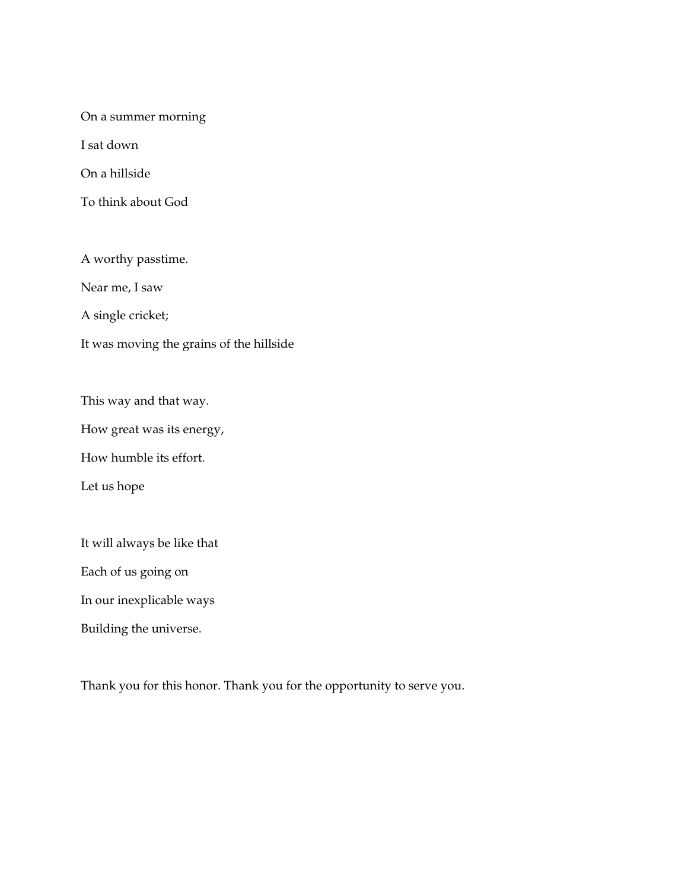On a summer morning

I sat down

On a hillside

To think about God

A worthy passtime.

Near me, I saw

A single cricket;

It was moving the grains of the hillside

This way and that way.

How great was its energy,

How humble its effort.

Let us hope

It will always be like that

Each of us going on

In our inexplicable ways

Building the universe.

Thank you for this honor. Thank you for the opportunity to serve you.